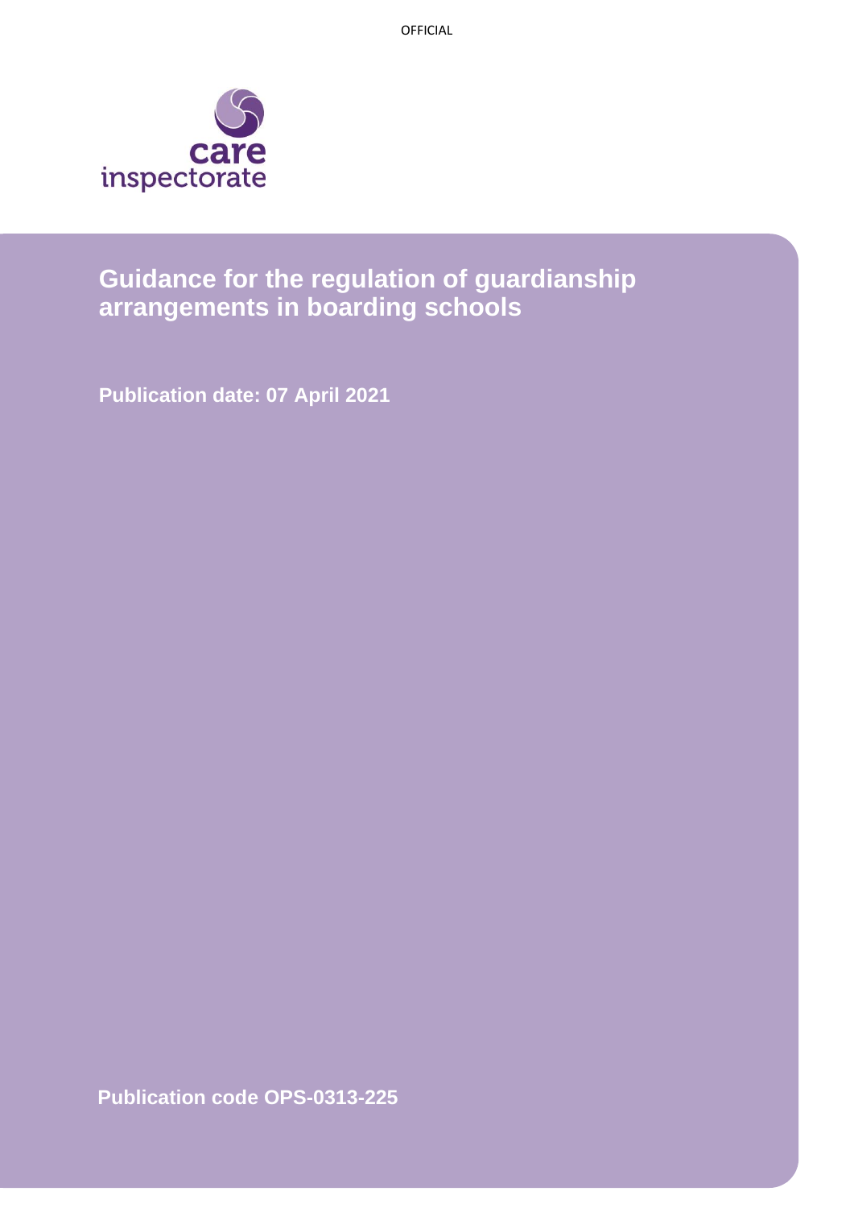# Guidance for the regulation of guardianship arrangements in boarding schools

**Publication date: 07 April 2021**

**Publication code OPS-0313-225**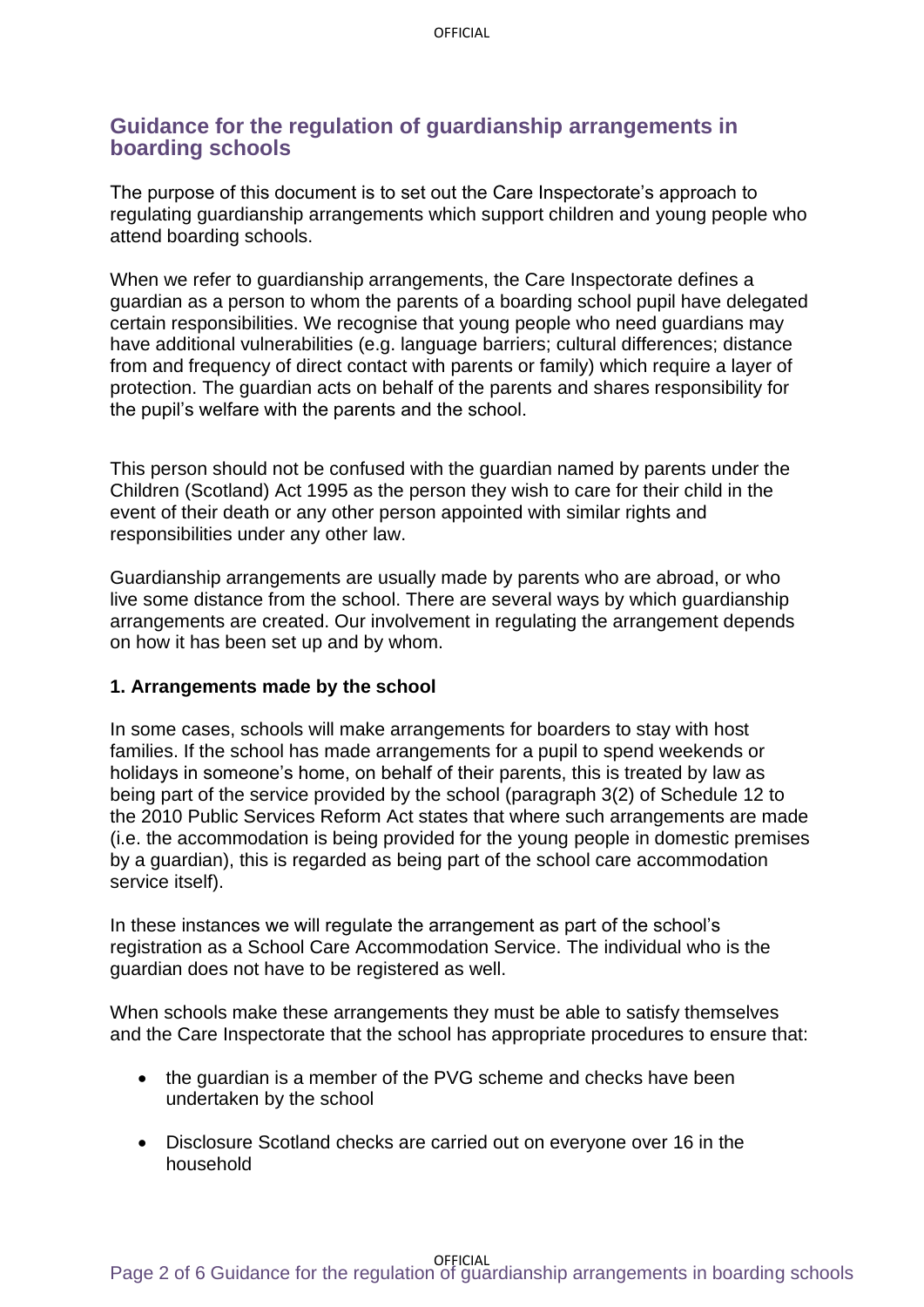## Guidance for the regulation of guardianship arrangements in boarding schools

The purpose of this document is to set out the Care Inspectorate's approach to regulating guardianship arrangements which support children and young people who attend boarding schools.

When we refer to guardianship arrangements, the Care Inspectorate defines a guardian as a person to whom the parents of a boarding school pupil have delegated certain responsibilities. We recognise that young people who need guardians may have additional vulnerabilities (e.g. language barriers; cultural differences; distance from and frequency of direct contact with parents or family) which require a layer of protection. The guardian acts on behalf of the parents and shares responsibility for the pupil's welfare with the parents and the school.

This person should not be confused with the guardian named by parents under the Children (Scotland) Act 1995 as the person they wish to care for their child in the event of their death or any other person appointed with similar rights and responsibilities under any other law.

Guardianship arrangements are usually made by parents who are abroad, or who live some distance from the school. There are several ways by which guardianship arrangements are created. Our involvement in regulating the arrangement depends on how it has been set up and by whom.

**1. Arrangements made by the school**

In some cases, schools will make arrangements for boarders to stay with host families. If the school has made arrangements for a pupil to spend weekends or holidays in someone's home, on behalf of their parents, this is treated by law as being part of the service provided by the school (paragraph 3(2) of Schedule 12 to the 2010 Public Services Reform Act states that where such arrangements are made (i.e. the accommodation is being provided for the young people in domestic premises by a guardian), this is regarded as being part of the school care accommodation service itself).

In these instances we will regulate the arrangement as part of the school's registration as a School Care Accommodation Service. The individual who is the guardian does not have to be registered as well.

When schools make these arrangements they must be able to satisfy themselves and the Care Inspectorate that the school has appropriate procedures to ensure that:

- the guardian is a member of the PVG scheme and checks have been undertaken by the school
- Disclosure Scotland checks are carried out on everyone over 16 in the household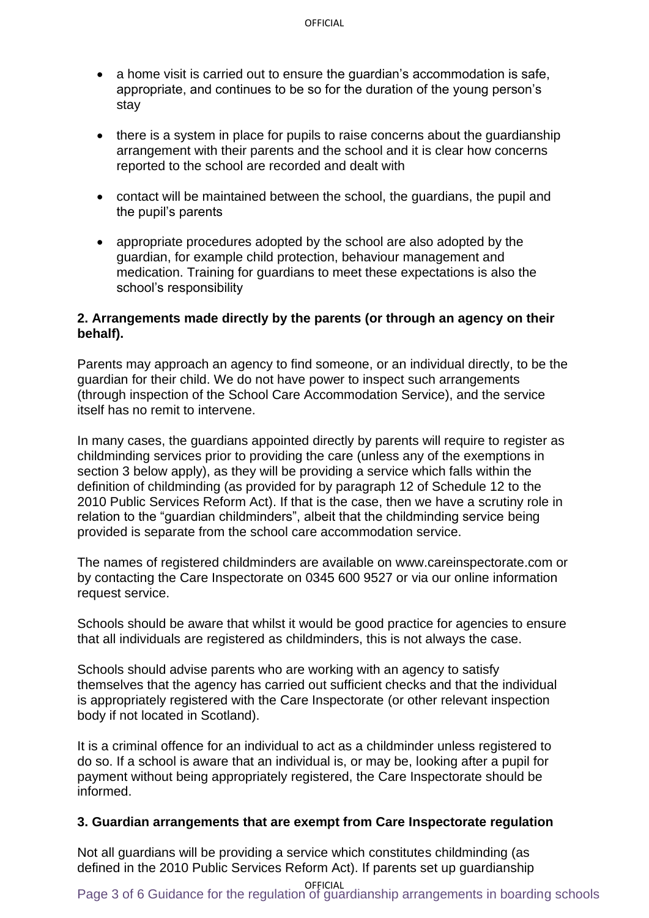- a home visit is carried out to ensure the guardian's accommodation is safe, appropriate, and continues to be so for the duration of the young person's stay
- there is a system in place for pupils to raise concerns about the guardianship arrangement with their parents and the school and it is clear how concerns reported to the school are recorded and dealt with
- contact will be maintained between the school, the guardians, the pupil and the pupil's parents
- appropriate procedures adopted by the school are also adopted by the guardian, for example child protection, behaviour management and medication. Training for guardians to meet these expectations is also the school's responsibility

**2. Arrangements made directly by the parents (or through an agency on their behalf).**

Parents may approach an agency to find someone, or an individual directly, to be the guardian for their child. We do not have power to inspect such arrangements (through inspection of the School Care Accommodation Service), and the service itself has no remit to intervene.

In many cases, the guardians appointed directly by parents will require to register as childminding services prior to providing the care (unless any of the exemptions in section 3 below apply), as they will be providing a service which falls within the definition of childminding (as provided for by paragraph 12 of Schedule 12 to the 2010 Public Services Reform Act). If that is the case, then we have a scrutiny role in relation to the "guardian childminders", albeit that the childminding service being provided is separate from the school care accommodation service.

The names of registered childminders are available on www.careinspectorate.com or by contacting the Care Inspectorate on 0345 600 9527 or via our online information request service.

Schools should be aware that whilst it would be good practice for agencies to ensure that all individuals are registered as childminders, this is not always the case.

Schools should advise parents who are working with an agency to satisfy themselves that the agency has carried out sufficient checks and that the individual is appropriately registered with the Care Inspectorate (or other relevant inspection body if not located in Scotland).

It is a criminal offence for an individual to act as a childminder unless registered to do so. If a school is aware that an individual is, or may be, looking after a pupil for payment without being appropriately registered, the Care Inspectorate should be informed.

**3. Guardian arrangements that are exempt from Care Inspectorate regulation**

Not all guardians will be providing a service which constitutes childminding (as defined in the 2010 Public Services Reform Act). If parents set up guardianship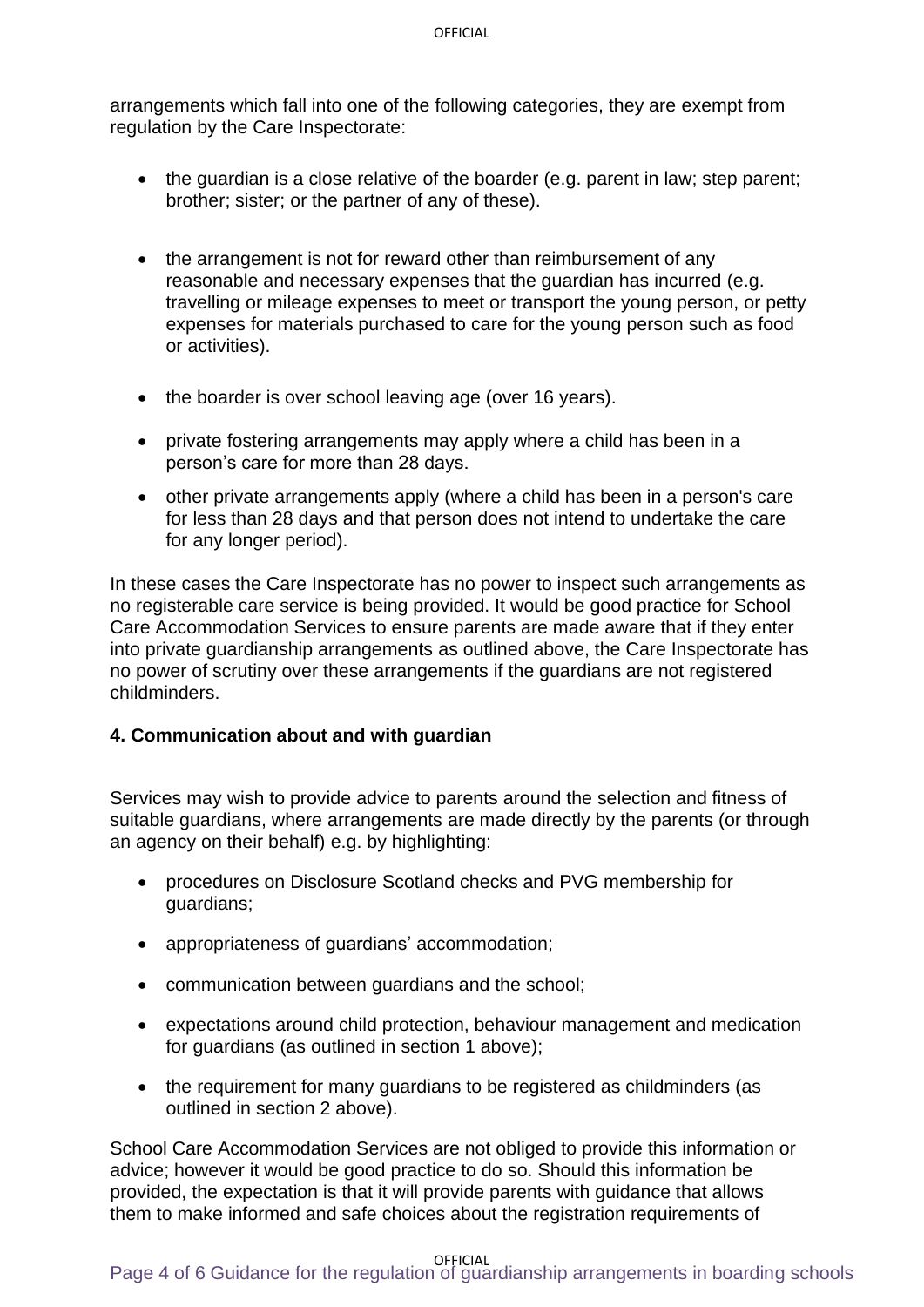arrangements which fall into one of the following categories, they are exempt from regulation by the Care Inspectorate:

- the guardian is a close relative of the boarder (e.g. parent in law; step parent; brother; sister; or the partner of any of these).
- the arrangement is not for reward other than reimbursement of any reasonable and necessary expenses that the guardian has incurred (e.g. travelling or mileage expenses to meet or transport the young person, or petty expenses for materials purchased to care for the young person such as food or activities).
- the boarder is over school leaving age (over 16 years).
- private fostering arrangements may apply where a child has been in a person's care for more than 28 days.
- other private arrangements apply (where a child has been in a person's care for less than 28 days and that person does not intend to undertake the care for any longer period).

In these cases the Care Inspectorate has no power to inspect such arrangements as no registerable care service is being provided. It would be good practice for School Care Accommodation Services to ensure parents are made aware that if they enter into private guardianship arrangements as outlined above, the Care Inspectorate has no power of scrutiny over these arrangements if the guardians are not registered childminders.

**4. Communication about and with guardian**

Services may wish to provide advice to parents around the selection and fitness of suitable guardians, where arrangements are made directly by the parents (or through an agency on their behalf) e.g. by highlighting:

- procedures on Disclosure Scotland checks and PVG membership for guardians;
- appropriateness of guardians' accommodation;
- communication between guardians and the school;
- expectations around child protection, behaviour management and medication for guardians (as outlined in section 1 above);
- the requirement for many guardians to be registered as childminders (as outlined in section 2 above).

School Care Accommodation Services are not obliged to provide this information or advice; however it would be good practice to do so. Should this information be provided, the expectation is that it will provide parents with guidance that allows them to make informed and safe choices about the registration requirements of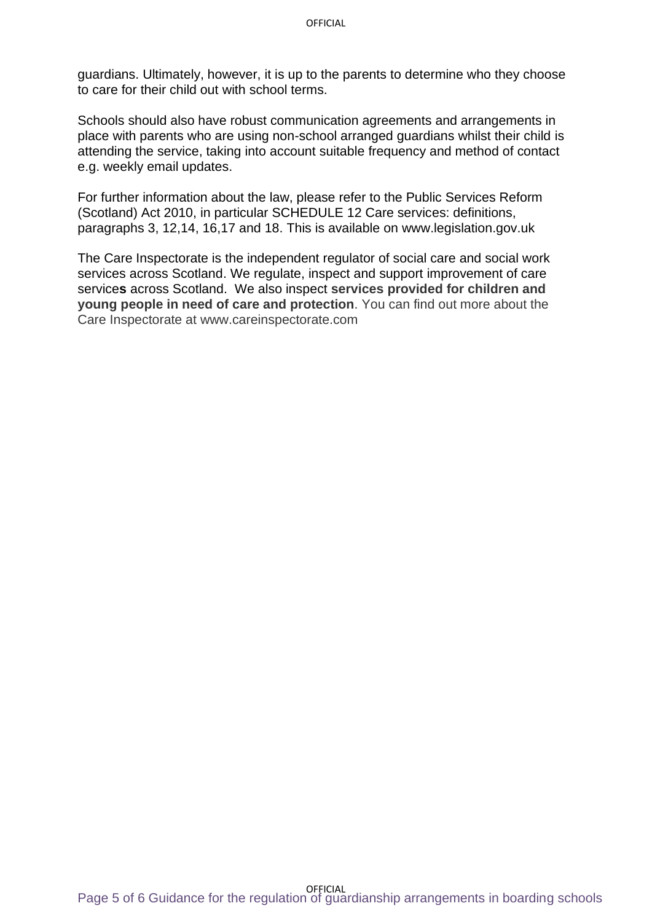guardians. Ultimately, however, it is up to the parents to determine who they choose to care for their child out with school terms.

Schools should also have robust communication agreements and arrangements in place with parents who are using non-school arranged guardians whilst their child is attending the service, taking into account suitable frequency and method of contact e.g. weekly email updates.

For further information about the law, please refer to the Public Services Reform (Scotland) Act 2010, in particular SCHEDULE 12 Care services: definitions, paragraphs 3, 12,14, 16,17 and 18. This is available on www.legislation.gov.uk

The Care Inspectorate is the independent regulator of social care and social work services across Scotland. We regulate, inspect and support improvement of care service**s** across Scotland. We also inspect **services provided for children and young people in need of care and protection**. You can find out more about the Care Inspectorate at www.careinspectorate.com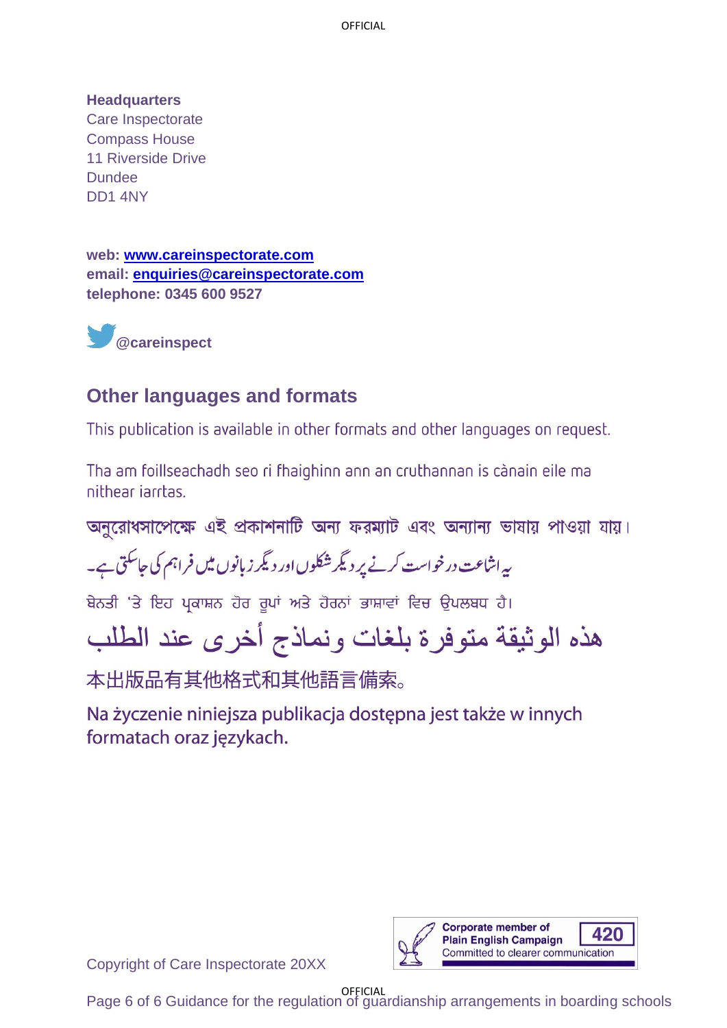**Headquarters**
Care Inspectorate
Compass House
11 Riverside Drive
Dundee
DD1 4NY

**web: www.careinspectorate.com**
**email: enquiries@careinspectorate.com**
**telephone: 0345 600 9527**

**@careinspect**

## Other languages and formats

This publication is available in other formats and other languages on request.

Tha am foillseachadh seo ri fhaighinn ann an cruthannan is cànain eile ma nithear iarrtas.

অনুরোধসাপেক্ষে এই প্রকাশনাটি অন্য ফরম্যাট এবং অন্যান্য ভাষায় পাওয়া যায়।

یہ اشاعت درخواست کرنے پر دیگر شکلوں اور دیگر زبانوں میں فراہم کی جاسکتی ہے۔

ਬੇਨਤੀ 'ਤੇ ਇਹ ਪ੍ਰਕਾਸ਼ਨ ਹੋਰ ਰੂਪਾਂ ਅਤੇ ਹੋਰਨਾਂ ਭਾਸ਼ਾਵਾਂ ਵਿਚ ਉਪਲਬਧ ਹੈ।

هذه الوثيقة متوفرة بلغات ونماذج أخرى عند الطلب

本出版品有其他格式和其他語言備索。

Na życzenie niniejsza publikacja dostępna jest także w innych formatach oraz językach.

Corporate member of Plain English Campaign 420
Committed to clearer communication

Copyright of Care Inspectorate 20XX